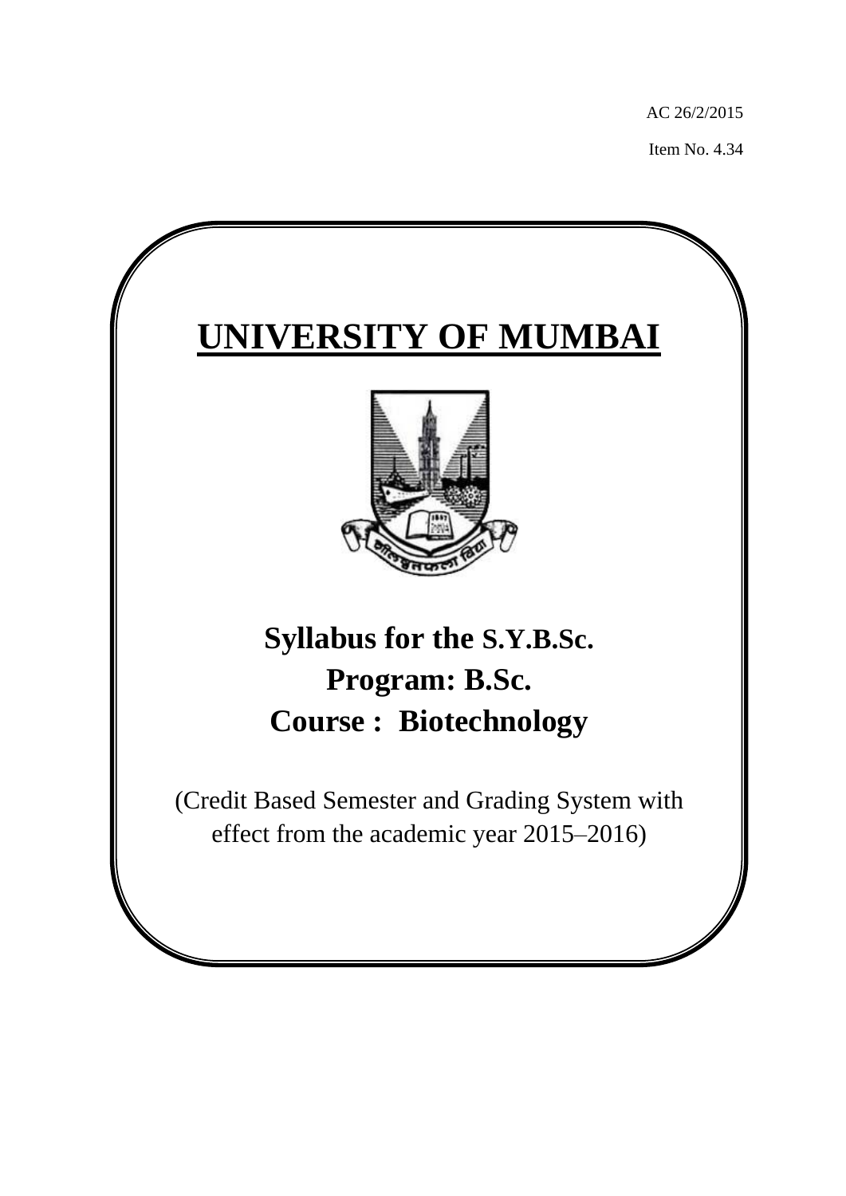AC 26/2/2015

Item No. 4.34

# UNIVERSITY OF MUMBAI

## Syllabus for the S.Y.B.Sc.
## Program: B.Sc.
## Course : Biotechnology

(Credit Based Semester and Grading System with effect from the academic year 2015–2016)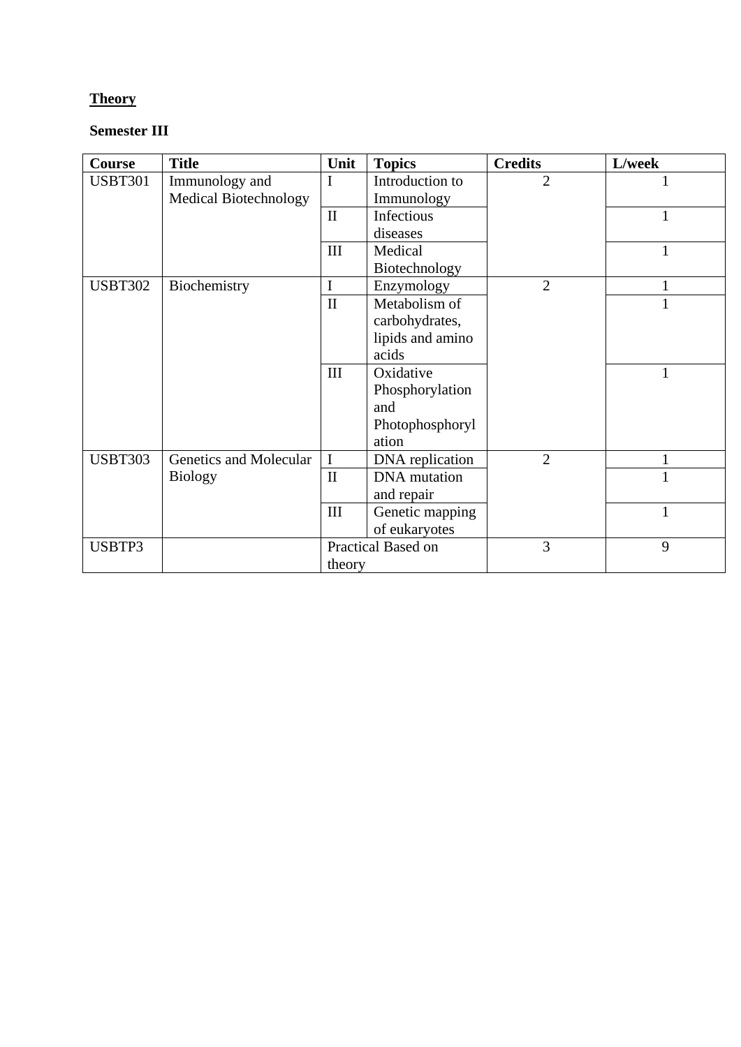**<u>Theory</u>**

**Semester III**

| Course | Title | Unit | Topics | Credits | L/week |
|---|---|---|---|---|---|
| USBT301 | Immunology and Medical Biotechnology | I | Introduction to Immunology | 2 | 1 |
| | | II | Infectious diseases | | 1 |
| | | III | Medical Biotechnology | | 1 |
| USBT302 | Biochemistry | I | Enzymology | 2 | 1 |
| | | II | Metabolism of carbohydrates, lipids and amino acids | | 1 |
| | | III | Oxidative Phosphorylation and Photophosphorylation | | 1 |
| USBT303 | Genetics and Molecular Biology | I | DNA replication | 2 | 1 |
| | | II | DNA mutation and repair | | 1 |
| | | III | Genetic mapping of eukaryotes | | 1 |
| USBTP3 | | Practical Based on theory | | 3 | 9 |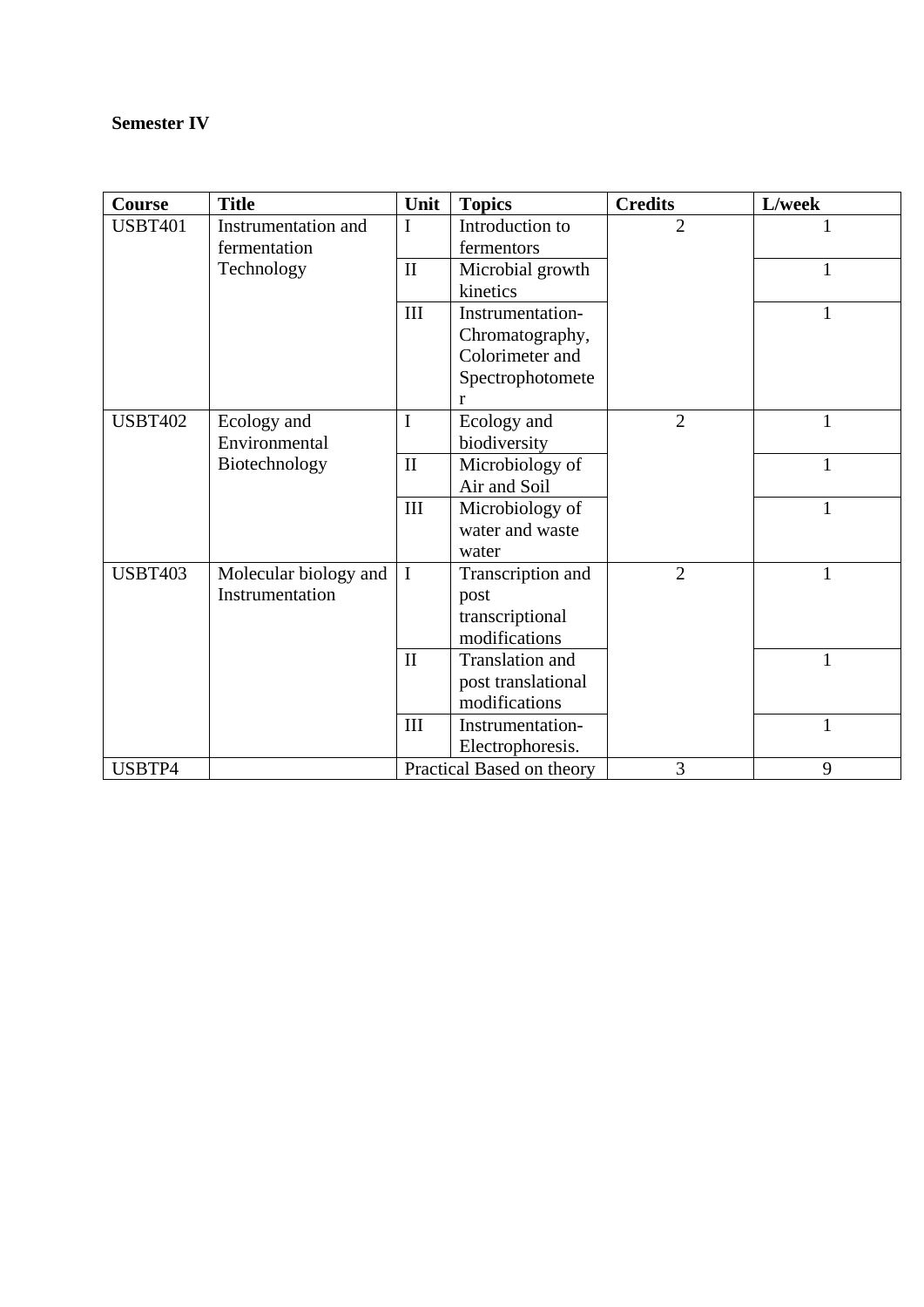**Semester IV**

| Course | Title | Unit | Topics | Credits | L/week |
|---|---|---|---|---|---|
| USBT401 | Instrumentation and fermentation Technology | I | Introduction to fermentors | 2 | 1 |
| | | II | Microbial growth kinetics | | 1 |
| | | III | Instrumentation-Chromatography, Colorimeter and Spectrophotometer | | 1 |
| USBT402 | Ecology and Environmental Biotechnology | I | Ecology and biodiversity | 2 | 1 |
| | | II | Microbiology of Air and Soil | | 1 |
| | | III | Microbiology of water and waste water | | 1 |
| USBT403 | Molecular biology and Instrumentation | I | Transcription and post transcriptional modifications | 2 | 1 |
| | | II | Translation and post translational modifications | | 1 |
| | | III | Instrumentation-Electrophoresis. | | 1 |
| USBTP4 | | Practical Based on theory | | 3 | 9 |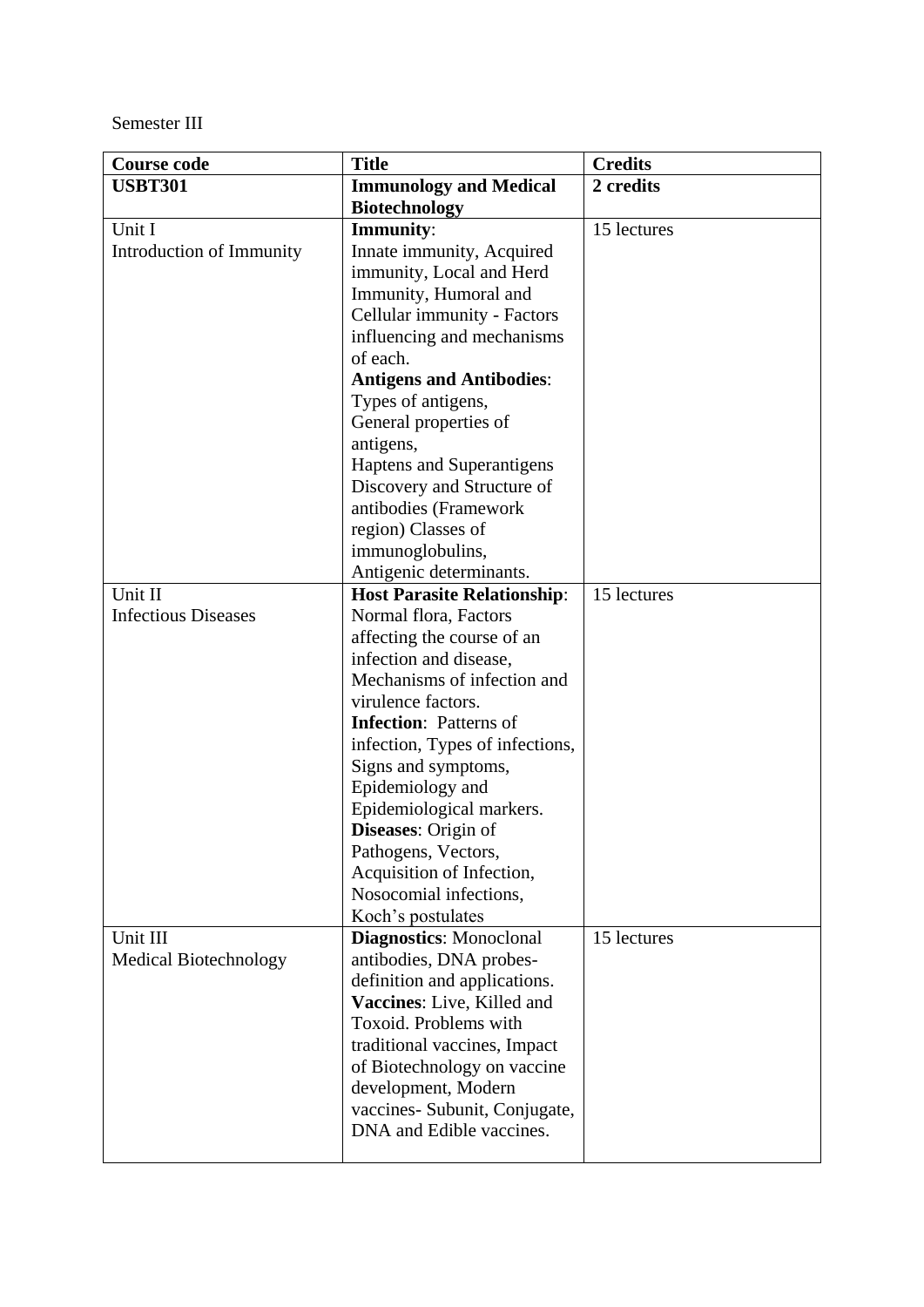Semester III

| **Course code** | **Title** | **Credits** |
| --- | --- | --- |
| **USBT301** | **Immunology and Medical Biotechnology** | **2 credits** |
| Unit I<br>Introduction of Immunity | **Immunity**:<br>Innate immunity, Acquired immunity, Local and Herd Immunity, Humoral and Cellular immunity - Factors influencing and mechanisms of each.<br>**Antigens and Antibodies**:<br>Types of antigens,<br>General properties of antigens,<br>Haptens and Superantigens<br>Discovery and Structure of antibodies (Framework region) Classes of immunoglobulins,<br>Antigenic determinants. | 15 lectures |
| Unit II<br>Infectious Diseases | **Host Parasite Relationship**:<br>Normal flora, Factors affecting the course of an infection and disease,<br>Mechanisms of infection and virulence factors.<br>**Infection**: Patterns of infection, Types of infections,<br>Signs and symptoms,<br>Epidemiology and Epidemiological markers.<br>**Diseases**: Origin of Pathogens, Vectors,<br>Acquisition of Infection,<br>Nosocomial infections,<br>Koch's postulates | 15 lectures |
| Unit III<br>Medical Biotechnology | **Diagnostics**: Monoclonal antibodies, DNA probes- definition and applications.<br>**Vaccines**: Live, Killed and Toxoid. Problems with traditional vaccines, Impact of Biotechnology on vaccine development, Modern vaccines- Subunit, Conjugate, DNA and Edible vaccines. | 15 lectures |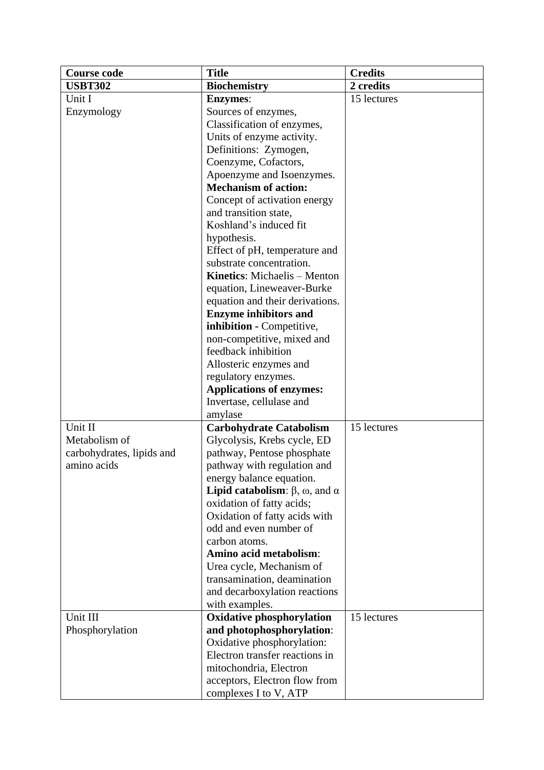| **Course code** | **Title** | **Credits** |
|---|---|---|
| **USBT302** | **Biochemistry** | **2 credits** |
| Unit I<br>Enzymology | **Enzymes**:<br>Sources of enzymes, Classification of enzymes, Units of enzyme activity. Definitions: Zymogen, Coenzyme, Cofactors, Apoenzyme and Isoenzymes.<br>**Mechanism of action:** Concept of activation energy and transition state, Koshland's induced fit hypothesis.<br>Effect of pH, temperature and substrate concentration.<br>**Kinetics**: Michaelis – Menton equation, Lineweaver-Burke equation and their derivations.<br>**Enzyme inhibitors and inhibition -** Competitive, non-competitive, mixed and feedback inhibition<br>Allosteric enzymes and regulatory enzymes.<br>**Applications of enzymes:** Invertase, cellulase and amylase | 15 lectures |
| Unit II<br>Metabolism of carbohydrates, lipids and amino acids | **Carbohydrate Catabolism** Glycolysis, Krebs cycle, ED pathway, Pentose phosphate pathway with regulation and energy balance equation.<br>**Lipid catabolism**: β, ω, and α oxidation of fatty acids; Oxidation of fatty acids with odd and even number of carbon atoms.<br>**Amino acid metabolism**: Urea cycle, Mechanism of transamination, deamination and decarboxylation reactions with examples. | 15 lectures |
| Unit III<br>Phosphorylation | **Oxidative phosphorylation and photophosphorylation**: Oxidative phosphorylation: Electron transfer reactions in mitochondria, Electron acceptors, Electron flow from complexes I to V, ATP | 15 lectures |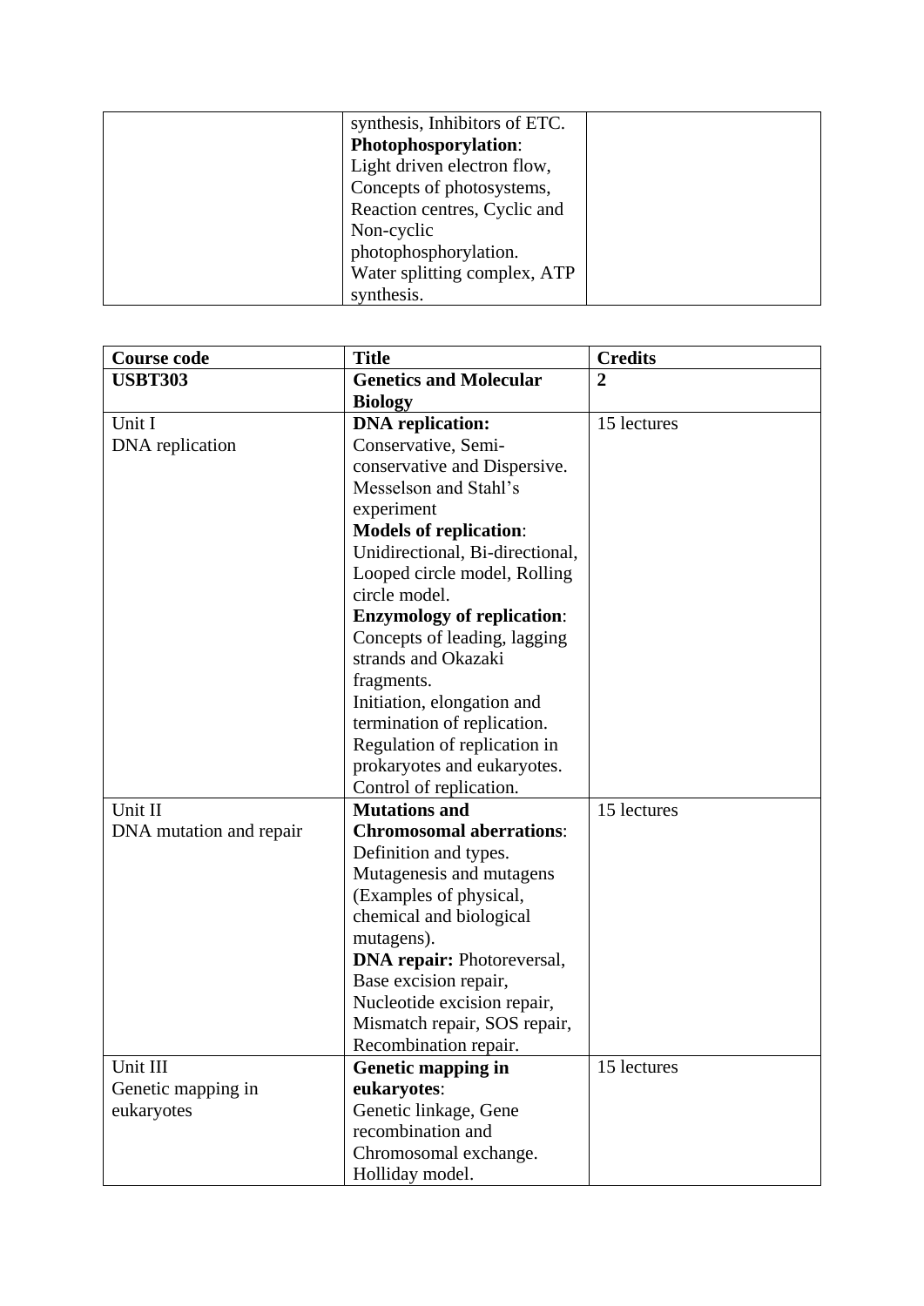|  | synthesis, Inhibitors of ETC. **Photophosporylation**: Light driven electron flow, Concepts of photosystems, Reaction centres, Cyclic and Non-cyclic photophosphorylation. Water splitting complex, ATP synthesis. |  |
|---|---|---|

| **Course code** | **Title** | **Credits** |
|---|---|---|
| **USBT303** | **Genetics and Molecular Biology** | **2** |
| Unit I<br>DNA replication | **DNA replication:** Conservative, Semi-conservative and Dispersive. Messelson and Stahl's experiment<br>**Models of replication**: Unidirectional, Bi-directional, Looped circle model, Rolling circle model.<br>**Enzymology of replication**: Concepts of leading, lagging strands and Okazaki fragments.<br>Initiation, elongation and termination of replication.<br>Regulation of replication in prokaryotes and eukaryotes.<br>Control of replication. | 15 lectures |
| Unit II<br>DNA mutation and repair | **Mutations and Chromosomal aberrations**: Definition and types.<br>Mutagenesis and mutagens (Examples of physical, chemical and biological mutagens).<br>**DNA repair:** Photoreversal, Base excision repair, Nucleotide excision repair, Mismatch repair, SOS repair, Recombination repair. | 15 lectures |
| Unit III<br>Genetic mapping in eukaryotes | **Genetic mapping in eukaryotes**: Genetic linkage, Gene recombination and Chromosomal exchange. Holliday model. | 15 lectures |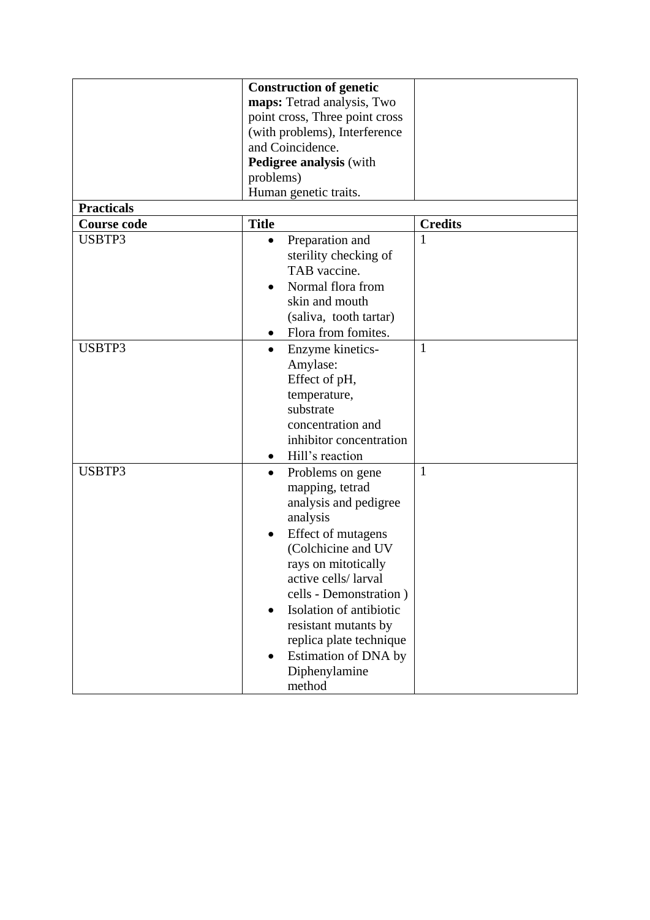| | | |
|---|---|---|
| | **Construction of genetic maps:** Tetrad analysis, Two point cross, Three point cross (with problems), Interference and Coincidence.<br>**Pedigree analysis** (with problems)<br>Human genetic traits. | |
| **Practicals** | | |
| **Course code** | **Title** | **Credits** |
| USBTP3 | • Preparation and sterility checking of TAB vaccine.<br>• Normal flora from skin and mouth (saliva, tooth tartar)<br>• Flora from fomites. | 1 |
| USBTP3 | • Enzyme kinetics- Amylase: Effect of pH, temperature, substrate concentration and inhibitor concentration<br>• Hill's reaction | 1 |
| USBTP3 | • Problems on gene mapping, tetrad analysis and pedigree analysis<br>• Effect of mutagens (Colchicine and UV rays on mitotically active cells/ larval cells - Demonstration )<br>• Isolation of antibiotic resistant mutants by replica plate technique<br>• Estimation of DNA by Diphenylamine method | 1 |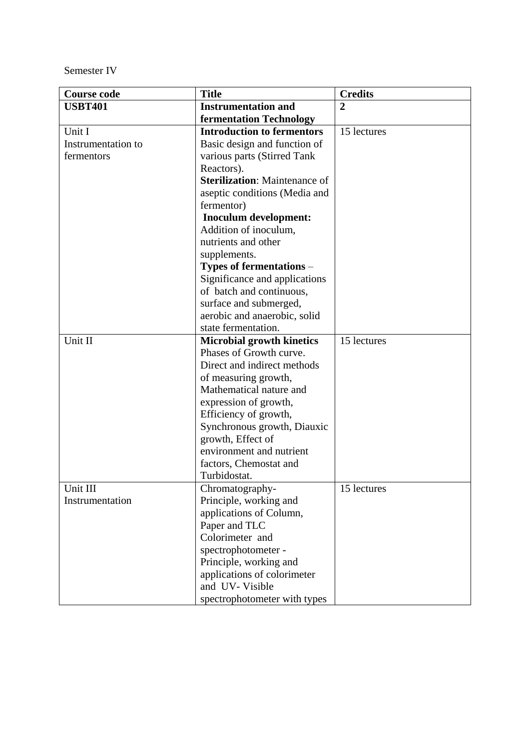Semester IV

| **Course code** | **Title** | **Credits** |
| --- | --- | --- |
| **USBT401** | **Instrumentation and fermentation Technology** | **2** |
| Unit I<br>Instrumentation to fermentors | **Introduction to fermentors** Basic design and function of various parts (Stirred Tank Reactors).<br>**Sterilization**: Maintenance of aseptic conditions (Media and fermentor)<br>**Inoculum development:** Addition of inoculum, nutrients and other supplements.<br>**Types of fermentations** – Significance and applications of batch and continuous, surface and submerged, aerobic and anaerobic, solid state fermentation. | 15 lectures |
| Unit II | **Microbial growth kinetics** Phases of Growth curve. Direct and indirect methods of measuring growth, Mathematical nature and expression of growth, Efficiency of growth, Synchronous growth, Diauxic growth, Effect of environment and nutrient factors, Chemostat and Turbidostat. | 15 lectures |
| Unit III<br>Instrumentation | Chromatography- Principle, working and applications of Column, Paper and TLC<br>Colorimeter and spectrophotometer - Principle, working and applications of colorimeter and UV- Visible spectrophotometer with types | 15 lectures |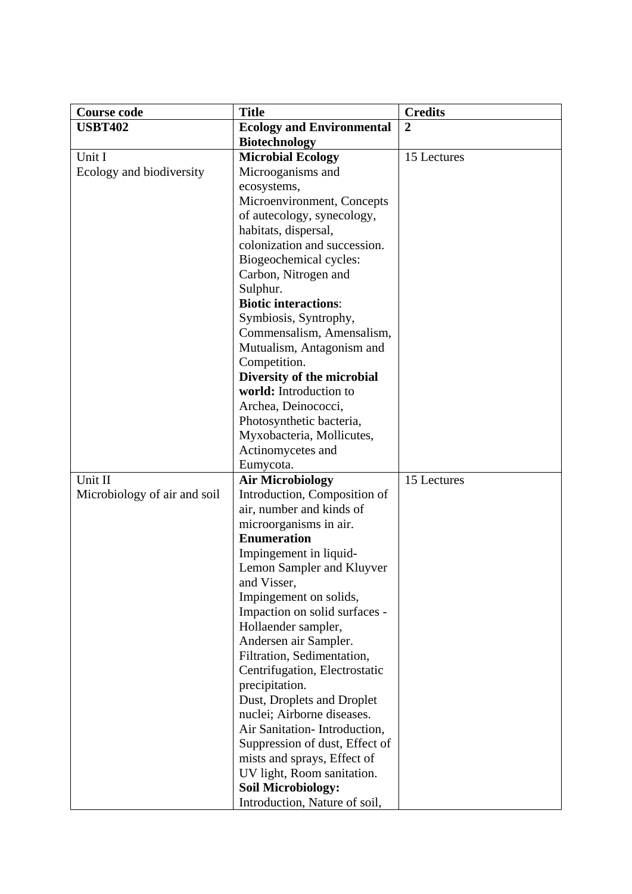| **Course code** | **Title** | **Credits** |
| --- | --- | --- |
| **USBT402** | **Ecology and Environmental Biotechnology** | **2** |
| Unit I<br>Ecology and biodiversity | **Microbial Ecology**<br>Microoganisms and ecosystems, Microenvironment, Concepts of autecology, synecology, habitats, dispersal, colonization and succession.<br>Biogeochemical cycles: Carbon, Nitrogen and Sulphur.<br>**Biotic interactions**: Symbiosis, Syntrophy, Commensalism, Amensalism, Mutualism, Antagonism and Competition.<br>**Diversity of the microbial world:** Introduction to Archea, Deinococci, Photosynthetic bacteria, Myxobacteria, Mollicutes, Actinomycetes and Eumycota. | 15 Lectures |
| Unit II<br>Microbiology of air and soil | **Air Microbiology**<br>Introduction, Composition of air, number and kinds of microorganisms in air.<br>**Enumeration**<br>Impingement in liquid- Lemon Sampler and Kluyver and Visser,<br>Impingement on solids, Impaction on solid surfaces - Hollaender sampler, Andersen air Sampler.<br>Filtration, Sedimentation, Centrifugation, Electrostatic precipitation.<br>Dust, Droplets and Droplet nuclei; Airborne diseases.<br>Air Sanitation- Introduction, Suppression of dust, Effect of mists and sprays, Effect of UV light, Room sanitation.<br>**Soil Microbiology:**<br>Introduction, Nature of soil, | |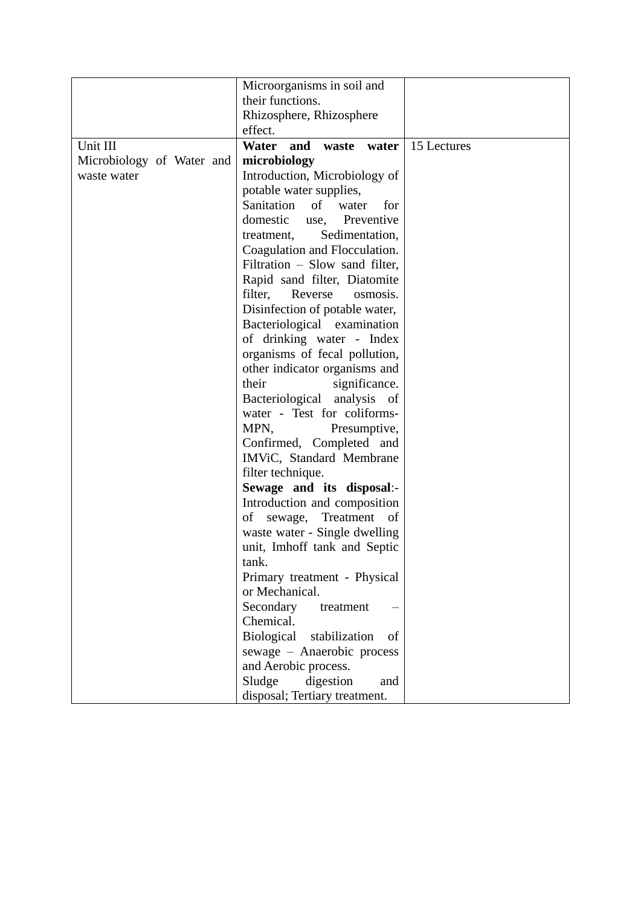| | | |
|---|---|---|
| | Microorganisms in soil and their functions.<br>Rhizosphere, Rhizosphere effect. | |
| Unit III<br>Microbiology of Water and waste water | **Water and waste water microbiology**<br>Introduction, Microbiology of potable water supplies,<br>Sanitation of water for domestic use, Preventive treatment, Sedimentation, Coagulation and Flocculation.<br>Filtration – Slow sand filter, Rapid sand filter, Diatomite filter, Reverse osmosis.<br>Disinfection of potable water,<br>Bacteriological examination of drinking water - Index organisms of fecal pollution, other indicator organisms and their significance.<br>Bacteriological analysis of water - Test for coliforms- MPN, Presumptive, Confirmed, Completed and IMViC, Standard Membrane filter technique.<br>**Sewage and its disposal**:-<br>Introduction and composition of sewage, Treatment of waste water - Single dwelling unit, Imhoff tank and Septic tank.<br>Primary treatment - Physical or Mechanical.<br>Secondary treatment – Chemical.<br>Biological stabilization of sewage – Anaerobic process and Aerobic process.<br>Sludge digestion and disposal; Tertiary treatment. | 15 Lectures |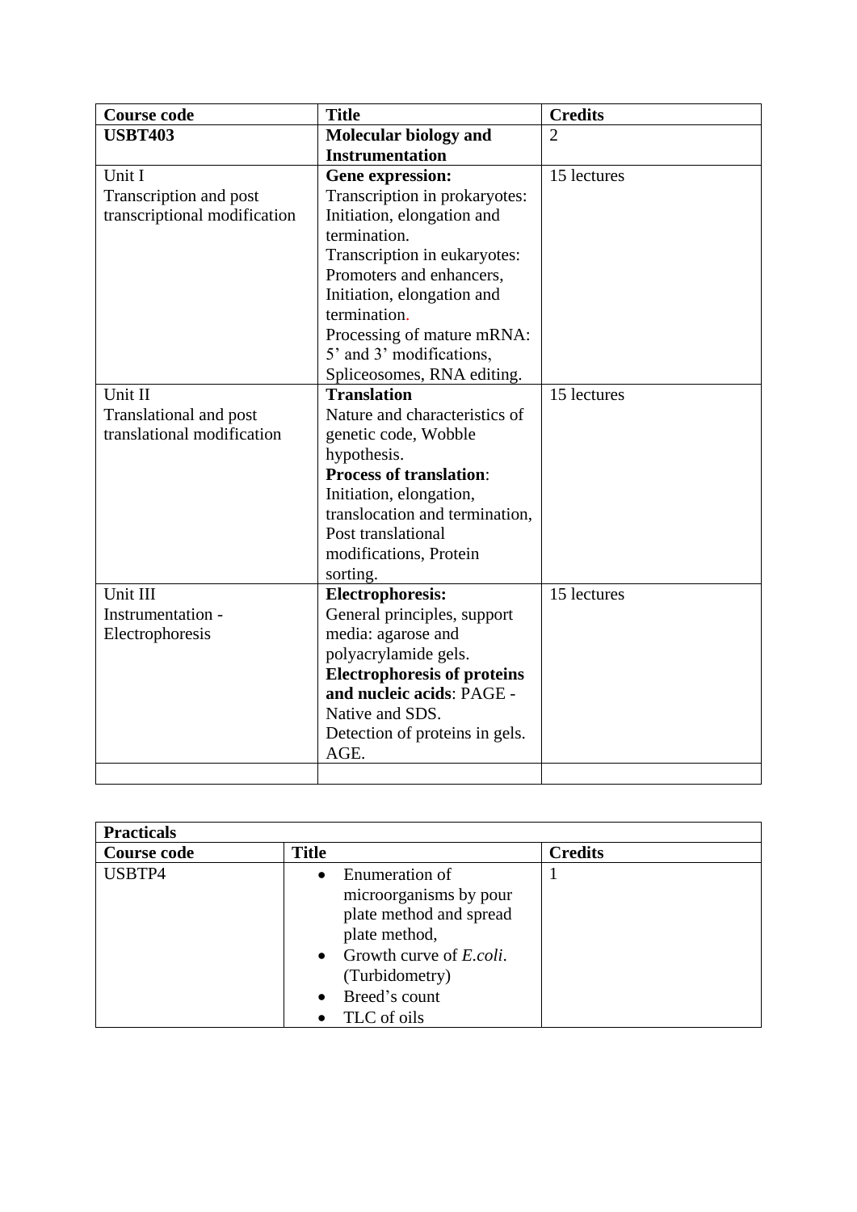| **Course code** | **Title** | **Credits** |
| --- | --- | --- |
| **USBT403** | **Molecular biology and Instrumentation** | 2 |
| Unit I<br>Transcription and post transcriptional modification | **Gene expression:**<br>Transcription in prokaryotes: Initiation, elongation and termination.<br>Transcription in eukaryotes: Promoters and enhancers, Initiation, elongation and termination.<br>Processing of mature mRNA: 5' and 3' modifications, Spliceosomes, RNA editing. | 15 lectures |
| Unit II<br>Translational and post translational modification | **Translation**<br>Nature and characteristics of genetic code, Wobble hypothesis.<br>**Process of translation**:<br>Initiation, elongation, translocation and termination, Post translational modifications, Protein sorting. | 15 lectures |
| Unit III<br>Instrumentation - Electrophoresis | **Electrophoresis:**<br>General principles, support media: agarose and polyacrylamide gels.<br>**Electrophoresis of proteins and nucleic acids**: PAGE - Native and SDS.<br>Detection of proteins in gels.<br>AGE. | 15 lectures |
| | | |

| **Practicals** | | |
| --- | --- | --- |
| **Course code** | **Title** | **Credits** |
| USBTP4 | • Enumeration of microorganisms by pour plate method and spread plate method,<br>• Growth curve of *E.coli*. (Turbidometry)<br>• Breed's count<br>• TLC of oils | 1 |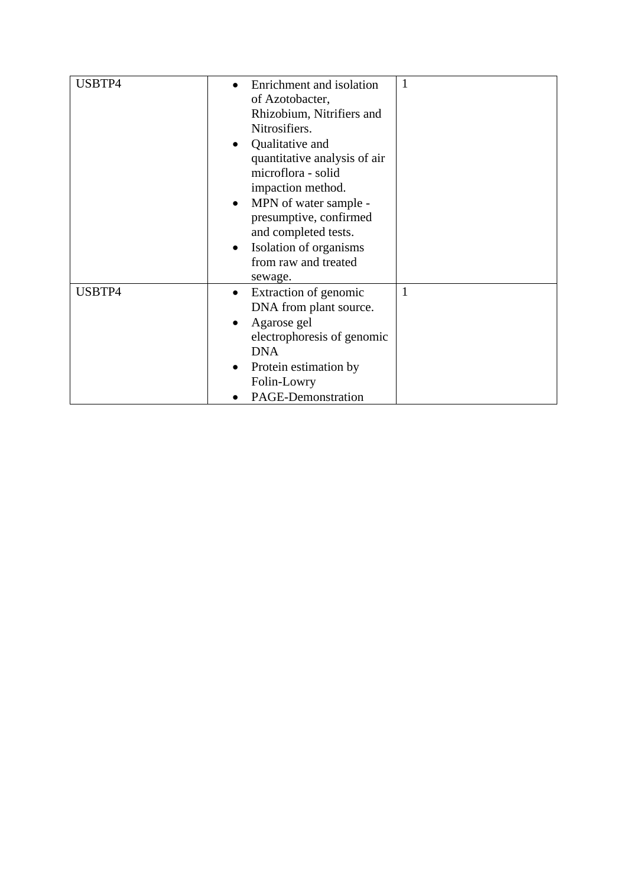| USBTP4 | <ul><li>Enrichment and isolation of Azotobacter, Rhizobium, Nitrifiers and Nitrosifiers.</li><li>Qualitative and quantitative analysis of air microflora - solid impaction method.</li><li>MPN of water sample - presumptive, confirmed and completed tests.</li><li>Isolation of organisms from raw and treated sewage.</li></ul> | 1 |
|---|---|---|
| USBTP4 | <ul><li>Extraction of genomic DNA from plant source.</li><li>Agarose gel electrophoresis of genomic DNA</li><li>Protein estimation by Folin-Lowry</li><li>PAGE-Demonstration</li></ul> | 1 |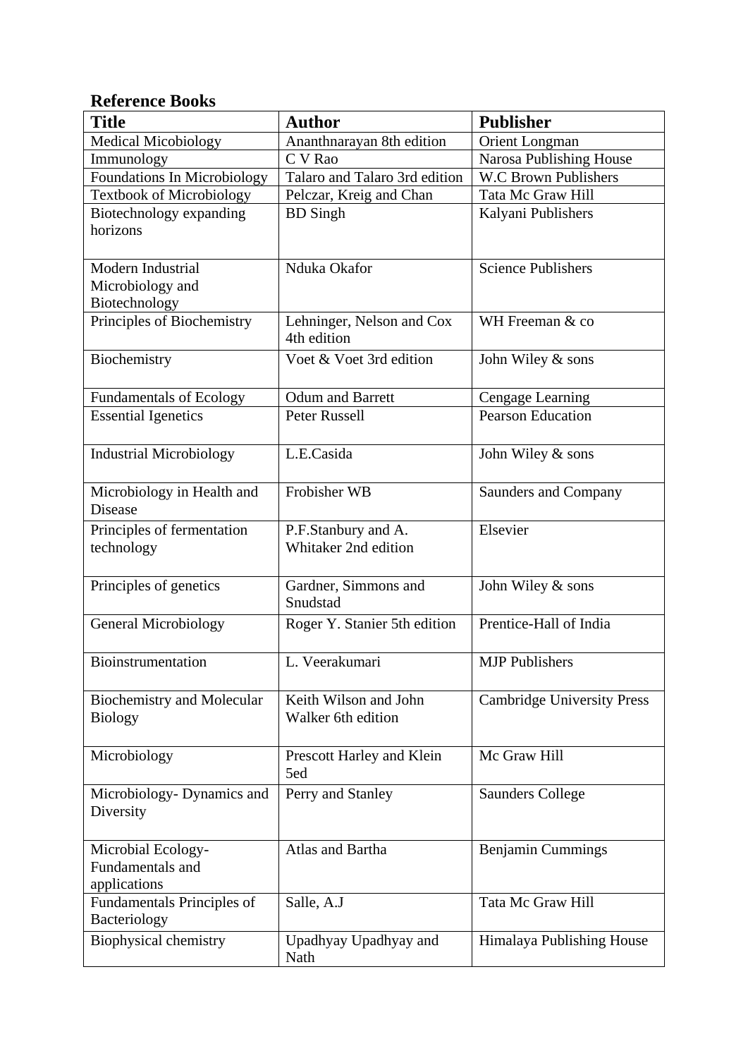**Reference Books**

| **Title** | **Author** | **Publisher** |
| --- | --- | --- |
| Medical Micobiology | Ananthnarayan 8th edition | Orient Longman |
| Immunology | C V Rao | Narosa Publishing House |
| Foundations In Microbiology | Talaro and Talaro 3rd edition | W.C Brown Publishers |
| Textbook of Microbiology | Pelczar, Kreig and Chan | Tata Mc Graw Hill |
| Biotechnology expanding horizons | BD Singh | Kalyani Publishers |
| Modern Industrial Microbiology and Biotechnology | Nduka Okafor | Science Publishers |
| Principles of Biochemistry | Lehninger, Nelson and Cox 4th edition | WH Freeman & co |
| Biochemistry | Voet & Voet 3rd edition | John Wiley & sons |
| Fundamentals of Ecology | Odum and Barrett | Cengage Learning |
| Essential Igenetics | Peter Russell | Pearson Education |
| Industrial Microbiology | L.E.Casida | John Wiley & sons |
| Microbiology in Health and Disease | Frobisher WB | Saunders and Company |
| Principles of fermentation technology | P.F.Stanbury and A. Whitaker 2nd edition | Elsevier |
| Principles of genetics | Gardner, Simmons and Snudstad | John Wiley & sons |
| General Microbiology | Roger Y. Stanier 5th edition | Prentice-Hall of India |
| Bioinstrumentation | L. Veerakumari | MJP Publishers |
| Biochemistry and Molecular Biology | Keith Wilson and John Walker 6th edition | Cambridge University Press |
| Microbiology | Prescott Harley and Klein 5ed | Mc Graw Hill |
| Microbiology- Dynamics and Diversity | Perry and Stanley | Saunders College |
| Microbial Ecology- Fundamentals and applications | Atlas and Bartha | Benjamin Cummings |
| Fundamentals Principles of Bacteriology | Salle, A.J | Tata Mc Graw Hill |
| Biophysical chemistry | Upadhyay Upadhyay and Nath | Himalaya Publishing House |